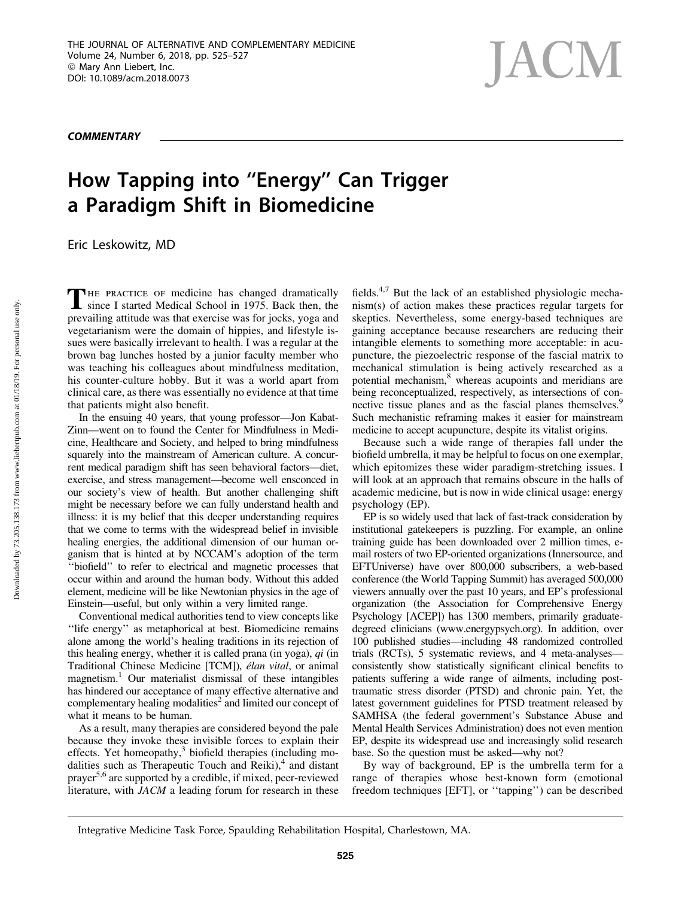**COMMENTARY**

# How Tapping into "Energy" Can Trigger a Paradigm Shift in Biomedicine

Eric Leskowitz, MD

THE PRACTICE OF medicine has changed dramatically since I started Medical School in 1975. Back then, the prevailing attitude was that exercise was for jocks, yoga and vegetarianism were the domain of hippies, and lifestyle issues were basically irrelevant to health. I was a regular at the brown bag lunches hosted by a junior faculty member who was teaching his colleagues about mindfulness meditation, his counter-culture hobby. But it was a world apart from clinical care, as there was essentially no evidence at that time that patients might also benefit.

In the ensuing 40 years, that young professor—Jon Kabat-Zinn—went on to found the Center for Mindfulness in Medicine, Healthcare and Society, and helped to bring mindfulness squarely into the mainstream of American culture. A concurrent medical paradigm shift has seen behavioral factors—diet, exercise, and stress management—become well ensconced in our society's view of health. But another challenging shift might be necessary before we can fully understand health and illness: it is my belief that this deeper understanding requires that we come to terms with the widespread belief in invisible healing energies, the additional dimension of our human organism that is hinted at by NCCAM's adoption of the term "biofield" to refer to electrical and magnetic processes that occur within and around the human body. Without this added element, medicine will be like Newtonian physics in the age of Einstein—useful, but only within a very limited range.

Conventional medical authorities tend to view concepts like "life energy" as metaphorical at best. Biomedicine remains alone among the world's healing traditions in its rejection of this healing energy, whether it is called prana (in yoga), *qi* (in Traditional Chinese Medicine [TCM]), *élan vital*, or animal magnetism.[1] Our materialist dismissal of these intangibles has hindered our acceptance of many effective alternative and complementary healing modalities[2] and limited our concept of what it means to be human.

As a result, many therapies are considered beyond the pale because they invoke these invisible forces to explain their effects. Yet homeopathy,[3] biofield therapies (including modalities such as Therapeutic Touch and Reiki),[4] and distant prayer[5,6] are supported by a credible, if mixed, peer-reviewed literature, with *JACM* a leading forum for research in these fields.[4,7] But the lack of an established physiologic mechanism(s) of action makes these practices regular targets for skeptics. Nevertheless, some energy-based techniques are gaining acceptance because researchers are reducing their intangible elements to something more acceptable: in acupuncture, the piezoelectric response of the fascial matrix to mechanical stimulation is being actively researched as a potential mechanism,[8] whereas acupoints and meridians are being reconceptualized, respectively, as intersections of connective tissue planes and as the fascial planes themselves.[9] Such mechanistic reframing makes it easier for mainstream medicine to accept acupuncture, despite its vitalist origins.

Because such a wide range of therapies fall under the biofield umbrella, it may be helpful to focus on one exemplar, which epitomizes these wider paradigm-stretching issues. I will look at an approach that remains obscure in the halls of academic medicine, but is now in wide clinical usage: energy psychology (EP).

EP is so widely used that lack of fast-track consideration by institutional gatekeepers is puzzling. For example, an online training guide has been downloaded over 2 million times, e-mail rosters of two EP-oriented organizations (Innersource, and EFTUniverse) have over 800,000 subscribers, a web-based conference (the World Tapping Summit) has averaged 500,000 viewers annually over the past 10 years, and EP's professional organization (the Association for Comprehensive Energy Psychology [ACEP]) has 1300 members, primarily graduate-degreed clinicians (www.energypsych.org). In addition, over 100 published studies—including 48 randomized controlled trials (RCTs), 5 systematic reviews, and 4 meta-analyses—consistently show statistically significant clinical benefits to patients suffering a wide range of ailments, including post-traumatic stress disorder (PTSD) and chronic pain. Yet, the latest government guidelines for PTSD treatment released by SAMHSA (the federal government's Substance Abuse and Mental Health Services Administration) does not even mention EP, despite its widespread use and increasingly solid research base. So the question must be asked—why not?

By way of background, EP is the umbrella term for a range of therapies whose best-known form (emotional freedom techniques [EFT], or "tapping") can be described

Integrative Medicine Task Force, Spaulding Rehabilitation Hospital, Charlestown, MA.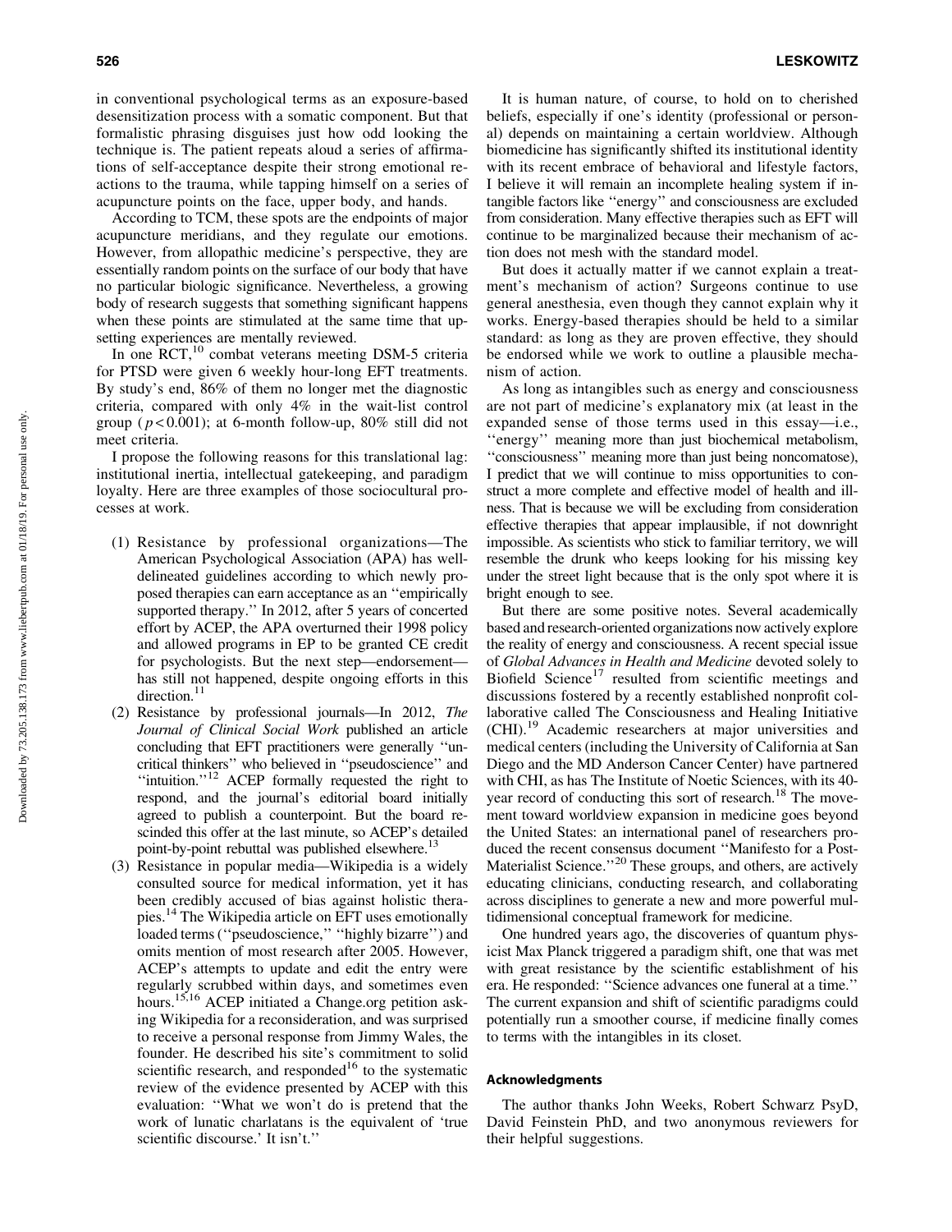in conventional psychological terms as an exposure-based desensitization process with a somatic component. But that formalistic phrasing disguises just how odd looking the technique is. The patient repeats aloud a series of affirmations of self-acceptance despite their strong emotional reactions to the trauma, while tapping himself on a series of acupuncture points on the face, upper body, and hands.

According to TCM, these spots are the endpoints of major acupuncture meridians, and they regulate our emotions. However, from allopathic medicine's perspective, they are essentially random points on the surface of our body that have no particular biologic significance. Nevertheless, a growing body of research suggests that something significant happens when these points are stimulated at the same time that upsetting experiences are mentally reviewed.

In one RCT,[10] combat veterans meeting DSM-5 criteria for PTSD were given 6 weekly hour-long EFT treatments. By study's end, 86% of them no longer met the diagnostic criteria, compared with only 4% in the wait-list control group ($p < 0.001$); at 6-month follow-up, 80% still did not meet criteria.

I propose the following reasons for this translational lag: institutional inertia, intellectual gatekeeping, and paradigm loyalty. Here are three examples of those sociocultural processes at work.

1. Resistance by professional organizations—The American Psychological Association (APA) has well-delineated guidelines according to which newly proposed therapies can earn acceptance as an ''empirically supported therapy.'' In 2012, after 5 years of concerted effort by ACEP, the APA overturned their 1998 policy and allowed programs in EP to be granted CE credit for psychologists. But the next step—endorsement—has still not happened, despite ongoing efforts in this direction.[11]
2. Resistance by professional journals—In 2012, *The Journal of Clinical Social Work* published an article concluding that EFT practitioners were generally ''uncritical thinkers'' who believed in ''pseudoscience'' and ''intuition.''[12] ACEP formally requested the right to respond, and the journal's editorial board initially agreed to publish a counterpoint. But the board rescinded this offer at the last minute, so ACEP's detailed point-by-point rebuttal was published elsewhere.[13]
3. Resistance in popular media—Wikipedia is a widely consulted source for medical information, yet it has been credibly accused of bias against holistic therapies.[14] The Wikipedia article on EFT uses emotionally loaded terms (''pseudoscience,'' ''highly bizarre'') and omits mention of most research after 2005. However, ACEP's attempts to update and edit the entry were regularly scrubbed within days, and sometimes even hours.[15,16] ACEP initiated a Change.org petition asking Wikipedia for a reconsideration, and was surprised to receive a personal response from Jimmy Wales, the founder. He described his site's commitment to solid scientific research, and responded[16] to the systematic review of the evidence presented by ACEP with this evaluation: ''What we won't do is pretend that the work of lunatic charlatans is the equivalent of 'true scientific discourse.' It isn't.''

It is human nature, of course, to hold on to cherished beliefs, especially if one's identity (professional or personal) depends on maintaining a certain worldview. Although biomedicine has significantly shifted its institutional identity with its recent embrace of behavioral and lifestyle factors, I believe it will remain an incomplete healing system if intangible factors like ''energy'' and consciousness are excluded from consideration. Many effective therapies such as EFT will continue to be marginalized because their mechanism of action does not mesh with the standard model.

But does it actually matter if we cannot explain a treatment's mechanism of action? Surgeons continue to use general anesthesia, even though they cannot explain why it works. Energy-based therapies should be held to a similar standard: as long as they are proven effective, they should be endorsed while we work to outline a plausible mechanism of action.

As long as intangibles such as energy and consciousness are not part of medicine's explanatory mix (at least in the expanded sense of those terms used in this essay—i.e., ''energy'' meaning more than just biochemical metabolism, ''consciousness'' meaning more than just being noncomatose), I predict that we will continue to miss opportunities to construct a more complete and effective model of health and illness. That is because we will be excluding from consideration effective therapies that appear implausible, if not downright impossible. As scientists who stick to familiar territory, we will resemble the drunk who keeps looking for his missing key under the street light because that is the only spot where it is bright enough to see.

But there are some positive notes. Several academically based and research-oriented organizations now actively explore the reality of energy and consciousness. A recent special issue of *Global Advances in Health and Medicine* devoted solely to Biofield Science[17] resulted from scientific meetings and discussions fostered by a recently established nonprofit collaborative called The Consciousness and Healing Initiative (CHI).[19] Academic researchers at major universities and medical centers (including the University of California at San Diego and the MD Anderson Cancer Center) have partnered with CHI, as has The Institute of Noetic Sciences, with its 40-year record of conducting this sort of research.[18] The movement toward worldview expansion in medicine goes beyond the United States: an international panel of researchers produced the recent consensus document ''Manifesto for a Post-Materialist Science.''[20] These groups, and others, are actively educating clinicians, conducting research, and collaborating across disciplines to generate a new and more powerful multidimensional conceptual framework for medicine.

One hundred years ago, the discoveries of quantum physicist Max Planck triggered a paradigm shift, one that was met with great resistance by the scientific establishment of his era. He responded: ''Science advances one funeral at a time.'' The current expansion and shift of scientific paradigms could potentially run a smoother course, if medicine finally comes to terms with the intangibles in its closet.

### Acknowledgments

The author thanks John Weeks, Robert Schwarz PsyD, David Feinstein PhD, and two anonymous reviewers for their helpful suggestions.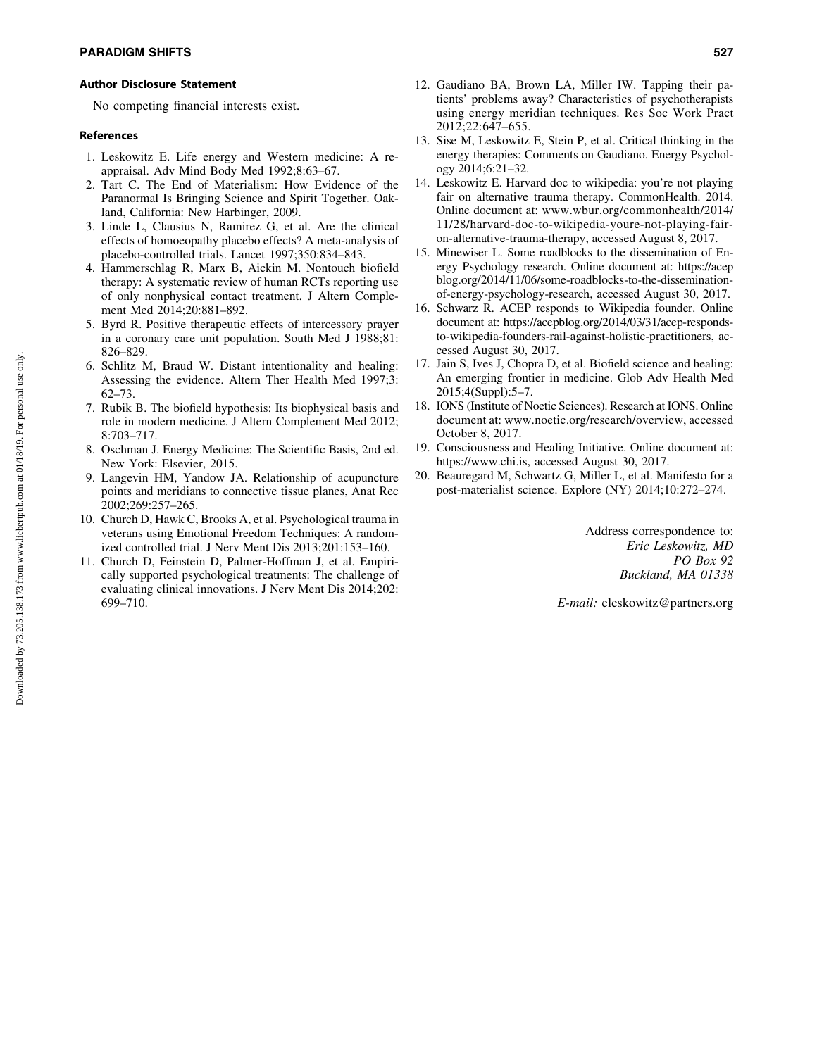### Author Disclosure Statement

No competing financial interests exist.

### References

1. Leskowitz E. Life energy and Western medicine: A reappraisal. Adv Mind Body Med 1992;8:63–67.
2. Tart C. The End of Materialism: How Evidence of the Paranormal Is Bringing Science and Spirit Together. Oakland, California: New Harbinger, 2009.
3. Linde L, Clausius N, Ramirez G, et al. Are the clinical effects of homoeopathy placebo effects? A meta-analysis of placebo-controlled trials. Lancet 1997;350:834–843.
4. Hammerschlag R, Marx B, Aickin M. Nontouch biofield therapy: A systematic review of human RCTs reporting use of only nonphysical contact treatment. J Altern Complement Med 2014;20:881–892.
5. Byrd R. Positive therapeutic effects of intercessory prayer in a coronary care unit population. South Med J 1988;81: 826–829.
6. Schlitz M, Braud W. Distant intentionality and healing: Assessing the evidence. Altern Ther Health Med 1997;3: 62–73.
7. Rubik B. The biofield hypothesis: Its biophysical basis and role in modern medicine. J Altern Complement Med 2012; 8:703–717.
8. Oschman J. Energy Medicine: The Scientific Basis, 2nd ed. New York: Elsevier, 2015.
9. Langevin HM, Yandow JA. Relationship of acupuncture points and meridians to connective tissue planes, Anat Rec 2002;269:257–265.
10. Church D, Hawk C, Brooks A, et al. Psychological trauma in veterans using Emotional Freedom Techniques: A randomized controlled trial. J Nerv Ment Dis 2013;201:153–160.
11. Church D, Feinstein D, Palmer-Hoffman J, et al. Empirically supported psychological treatments: The challenge of evaluating clinical innovations. J Nerv Ment Dis 2014;202: 699–710.
12. Gaudiano BA, Brown LA, Miller IW. Tapping their patients' problems away? Characteristics of psychotherapists using energy meridian techniques. Res Soc Work Pract 2012;22:647–655.
13. Sise M, Leskowitz E, Stein P, et al. Critical thinking in the energy therapies: Comments on Gaudiano. Energy Psychology 2014;6:21–32.
14. Leskowitz E. Harvard doc to wikipedia: you're not playing fair on alternative trauma therapy. CommonHealth. 2014. Online document at: www.wbur.org/commonhealth/2014/11/28/harvard-doc-to-wikipedia-youre-not-playing-fair-on-alternative-trauma-therapy, accessed August 8, 2017.
15. Minewiser L. Some roadblocks to the dissemination of Energy Psychology research. Online document at: https://acepblog.org/2014/11/06/some-roadblocks-to-the-dissemination-of-energy-psychology-research, accessed August 30, 2017.
16. Schwarz R. ACEP responds to Wikipedia founder. Online document at: https://acepblog.org/2014/03/31/acep-responds-to-wikipedia-founders-rail-against-holistic-practitioners, accessed August 30, 2017.
17. Jain S, Ives J, Chopra D, et al. Biofield science and healing: An emerging frontier in medicine. Glob Adv Health Med 2015;4(Suppl):5–7.
18. IONS (Institute of Noetic Sciences). Research at IONS. Online document at: www.noetic.org/research/overview, accessed October 8, 2017.
19. Consciousness and Healing Initiative. Online document at: https://www.chi.is, accessed August 30, 2017.
20. Beauregard M, Schwartz G, Miller L, et al. Manifesto for a post-materialist science. Explore (NY) 2014;10:272–274.

Address correspondence to:
*Eric Leskowitz, MD*
*PO Box 92*
*Buckland, MA 01338*

*E-mail:* eleskowitz@partners.org